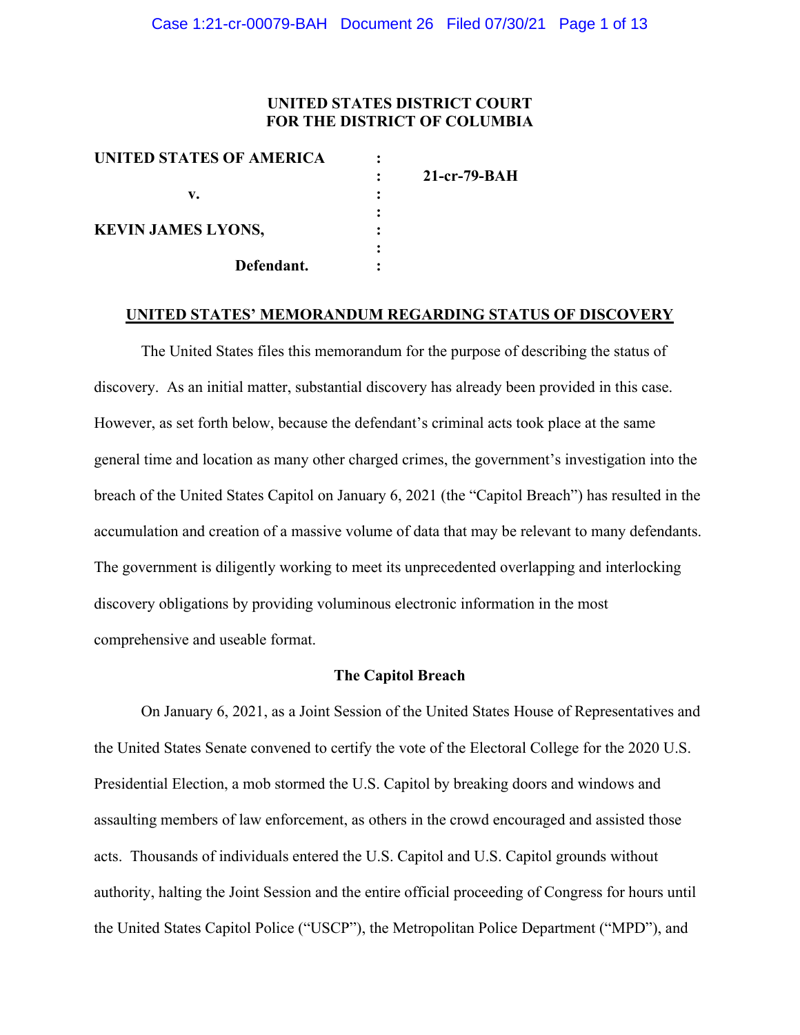**UNITED STATES DISTRICT COURT**
**FOR THE DISTRICT OF COLUMBIA**

| | | |
|---|---|---|
| **UNITED STATES OF AMERICA** | : | |
| | : | **21-cr-79-BAH** |
| **v.** | : | |
| | : | |
| **KEVIN JAMES LYONS,** | : | |
| | : | |
| **Defendant.** | : | |

## UNITED STATES' MEMORANDUM REGARDING STATUS OF DISCOVERY

The United States files this memorandum for the purpose of describing the status of discovery. As an initial matter, substantial discovery has already been provided in this case. However, as set forth below, because the defendant's criminal acts took place at the same general time and location as many other charged crimes, the government's investigation into the breach of the United States Capitol on January 6, 2021 (the "Capitol Breach") has resulted in the accumulation and creation of a massive volume of data that may be relevant to many defendants. The government is diligently working to meet its unprecedented overlapping and interlocking discovery obligations by providing voluminous electronic information in the most comprehensive and useable format.

### The Capitol Breach

On January 6, 2021, as a Joint Session of the United States House of Representatives and the United States Senate convened to certify the vote of the Electoral College for the 2020 U.S. Presidential Election, a mob stormed the U.S. Capitol by breaking doors and windows and assaulting members of law enforcement, as others in the crowd encouraged and assisted those acts. Thousands of individuals entered the U.S. Capitol and U.S. Capitol grounds without authority, halting the Joint Session and the entire official proceeding of Congress for hours until the United States Capitol Police ("USCP"), the Metropolitan Police Department ("MPD"), and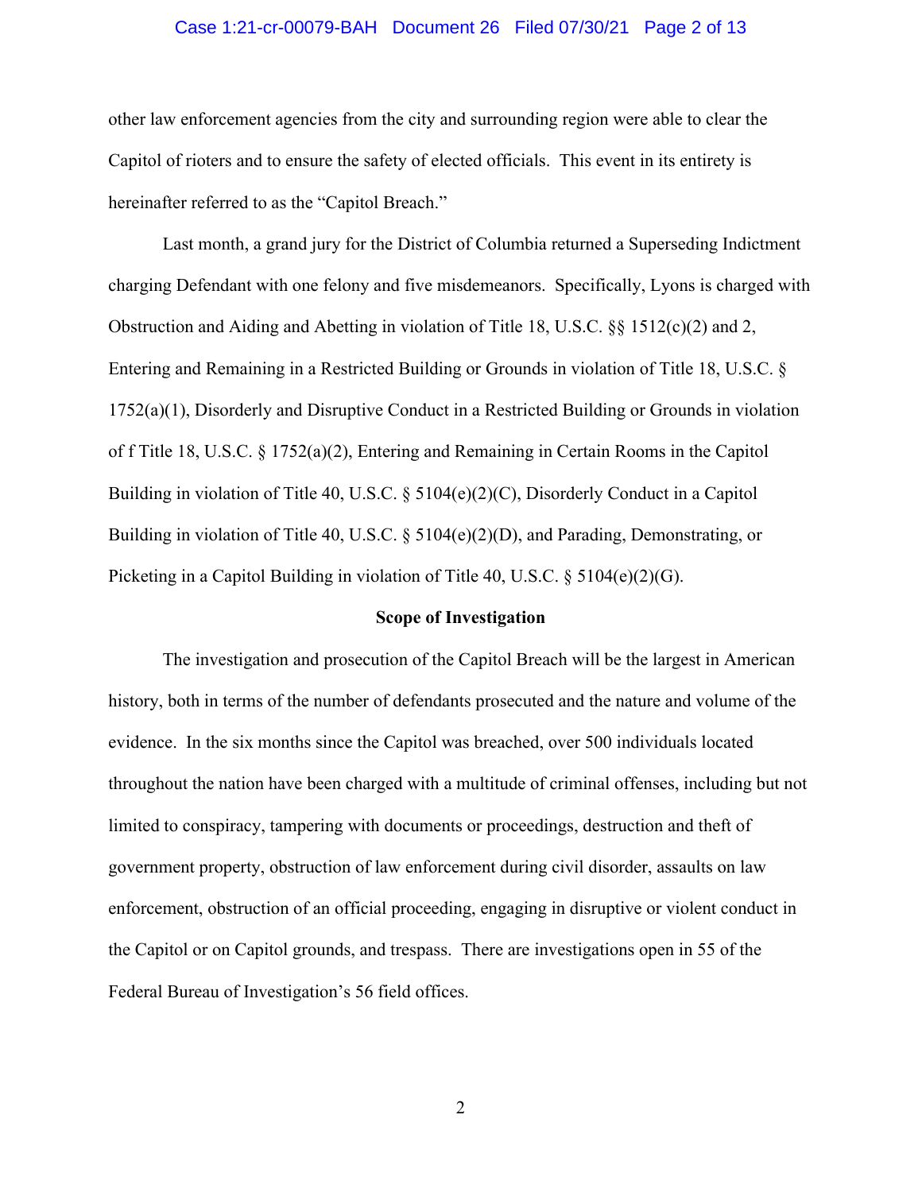other law enforcement agencies from the city and surrounding region were able to clear the Capitol of rioters and to ensure the safety of elected officials. This event in its entirety is hereinafter referred to as the "Capitol Breach."

Last month, a grand jury for the District of Columbia returned a Superseding Indictment charging Defendant with one felony and five misdemeanors. Specifically, Lyons is charged with Obstruction and Aiding and Abetting in violation of Title 18, U.S.C. §§ 1512(c)(2) and 2, Entering and Remaining in a Restricted Building or Grounds in violation of Title 18, U.S.C. § 1752(a)(1), Disorderly and Disruptive Conduct in a Restricted Building or Grounds in violation of f Title 18, U.S.C. § 1752(a)(2), Entering and Remaining in Certain Rooms in the Capitol Building in violation of Title 40, U.S.C. § 5104(e)(2)(C), Disorderly Conduct in a Capitol Building in violation of Title 40, U.S.C. § 5104(e)(2)(D), and Parading, Demonstrating, or Picketing in a Capitol Building in violation of Title 40, U.S.C. § 5104(e)(2)(G).

**Scope of Investigation**

The investigation and prosecution of the Capitol Breach will be the largest in American history, both in terms of the number of defendants prosecuted and the nature and volume of the evidence. In the six months since the Capitol was breached, over 500 individuals located throughout the nation have been charged with a multitude of criminal offenses, including but not limited to conspiracy, tampering with documents or proceedings, destruction and theft of government property, obstruction of law enforcement during civil disorder, assaults on law enforcement, obstruction of an official proceeding, engaging in disruptive or violent conduct in the Capitol or on Capitol grounds, and trespass. There are investigations open in 55 of the Federal Bureau of Investigation's 56 field offices.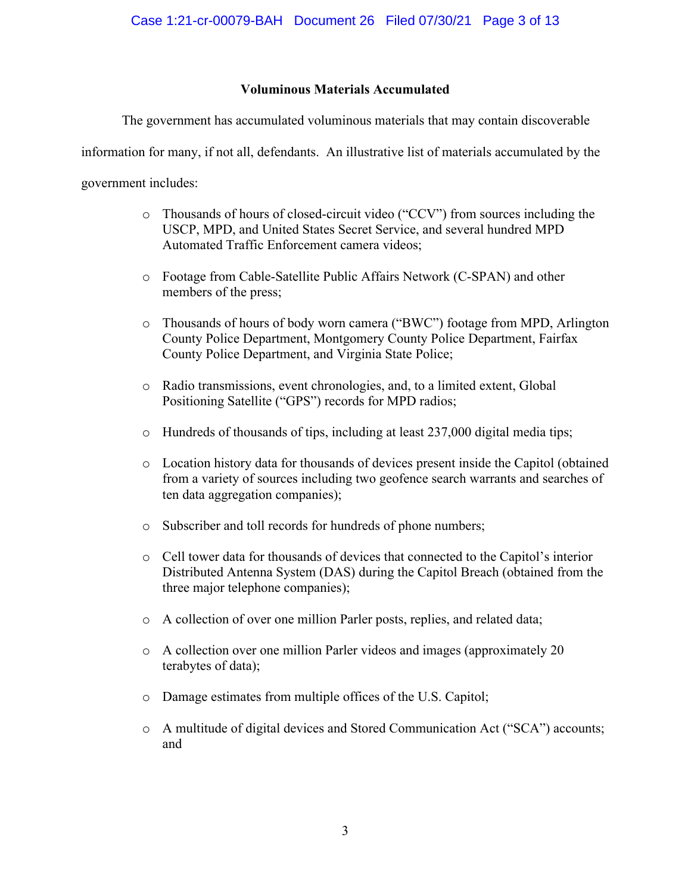**Voluminous Materials Accumulated**

The government has accumulated voluminous materials that may contain discoverable information for many, if not all, defendants. An illustrative list of materials accumulated by the government includes:

- Thousands of hours of closed-circuit video ("CCV") from sources including the USCP, MPD, and United States Secret Service, and several hundred MPD Automated Traffic Enforcement camera videos;
- Footage from Cable-Satellite Public Affairs Network (C-SPAN) and other members of the press;
- Thousands of hours of body worn camera ("BWC") footage from MPD, Arlington County Police Department, Montgomery County Police Department, Fairfax County Police Department, and Virginia State Police;
- Radio transmissions, event chronologies, and, to a limited extent, Global Positioning Satellite ("GPS") records for MPD radios;
- Hundreds of thousands of tips, including at least 237,000 digital media tips;
- Location history data for thousands of devices present inside the Capitol (obtained from a variety of sources including two geofence search warrants and searches of ten data aggregation companies);
- Subscriber and toll records for hundreds of phone numbers;
- Cell tower data for thousands of devices that connected to the Capitol's interior Distributed Antenna System (DAS) during the Capitol Breach (obtained from the three major telephone companies);
- A collection of over one million Parler posts, replies, and related data;
- A collection over one million Parler videos and images (approximately 20 terabytes of data);
- Damage estimates from multiple offices of the U.S. Capitol;
- A multitude of digital devices and Stored Communication Act ("SCA") accounts; and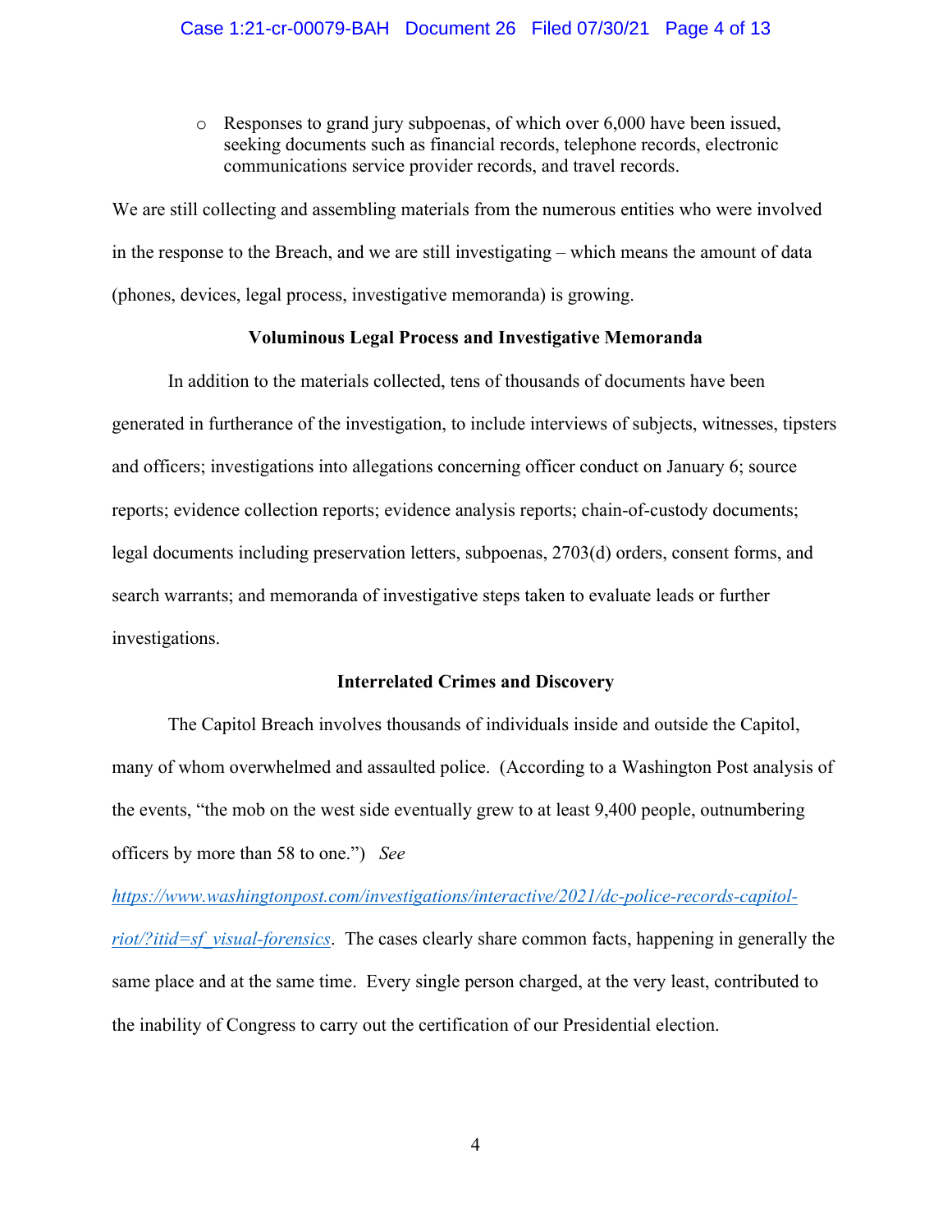- Responses to grand jury subpoenas, of which over 6,000 have been issued, seeking documents such as financial records, telephone records, electronic communications service provider records, and travel records.

We are still collecting and assembling materials from the numerous entities who were involved in the response to the Breach, and we are still investigating – which means the amount of data (phones, devices, legal process, investigative memoranda) is growing.

**Voluminous Legal Process and Investigative Memoranda**

In addition to the materials collected, tens of thousands of documents have been generated in furtherance of the investigation, to include interviews of subjects, witnesses, tipsters and officers; investigations into allegations concerning officer conduct on January 6; source reports; evidence collection reports; evidence analysis reports; chain-of-custody documents; legal documents including preservation letters, subpoenas, 2703(d) orders, consent forms, and search warrants; and memoranda of investigative steps taken to evaluate leads or further investigations.

**Interrelated Crimes and Discovery**

The Capitol Breach involves thousands of individuals inside and outside the Capitol, many of whom overwhelmed and assaulted police. (According to a Washington Post analysis of the events, "the mob on the west side eventually grew to at least 9,400 people, outnumbering officers by more than 58 to one.") *See* https://www.washingtonpost.com/investigations/interactive/2021/dc-police-records-capitol-riot/?itid=sf_visual-forensics. The cases clearly share common facts, happening in generally the same place and at the same time. Every single person charged, at the very least, contributed to the inability of Congress to carry out the certification of our Presidential election.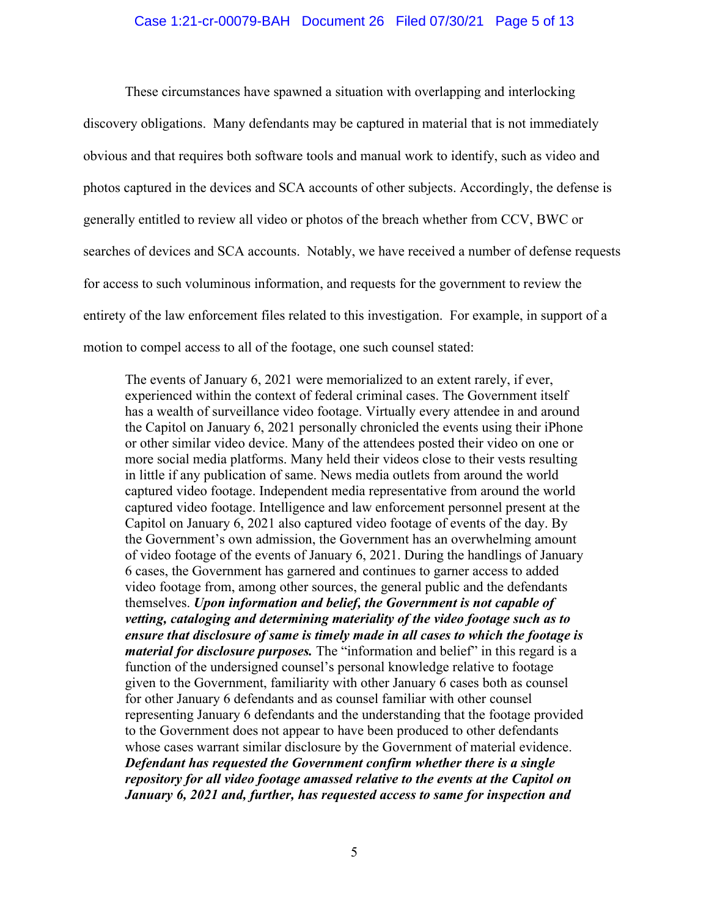These circumstances have spawned a situation with overlapping and interlocking discovery obligations. Many defendants may be captured in material that is not immediately obvious and that requires both software tools and manual work to identify, such as video and photos captured in the devices and SCA accounts of other subjects. Accordingly, the defense is generally entitled to review all video or photos of the breach whether from CCV, BWC or searches of devices and SCA accounts. Notably, we have received a number of defense requests for access to such voluminous information, and requests for the government to review the entirety of the law enforcement files related to this investigation. For example, in support of a motion to compel access to all of the footage, one such counsel stated:

> The events of January 6, 2021 were memorialized to an extent rarely, if ever, experienced within the context of federal criminal cases. The Government itself has a wealth of surveillance video footage. Virtually every attendee in and around the Capitol on January 6, 2021 personally chronicled the events using their iPhone or other similar video device. Many of the attendees posted their video on one or more social media platforms. Many held their videos close to their vests resulting in little if any publication of same. News media outlets from around the world captured video footage. Independent media representative from around the world captured video footage. Intelligence and law enforcement personnel present at the Capitol on January 6, 2021 also captured video footage of events of the day. By the Government's own admission, the Government has an overwhelming amount of video footage of the events of January 6, 2021. During the handlings of January 6 cases, the Government has garnered and continues to garner access to added video footage from, among other sources, the general public and the defendants themselves. ***Upon information and belief, the Government is not capable of vetting, cataloging and determining materiality of the video footage such as to ensure that disclosure of same is timely made in all cases to which the footage is material for disclosure purposes.*** The "information and belief" in this regard is a function of the undersigned counsel's personal knowledge relative to footage given to the Government, familiarity with other January 6 cases both as counsel for other January 6 defendants and as counsel familiar with other counsel representing January 6 defendants and the understanding that the footage provided to the Government does not appear to have been produced to other defendants whose cases warrant similar disclosure by the Government of material evidence. ***Defendant has requested the Government confirm whether there is a single repository for all video footage amassed relative to the events at the Capitol on January 6, 2021 and, further, has requested access to same for inspection and***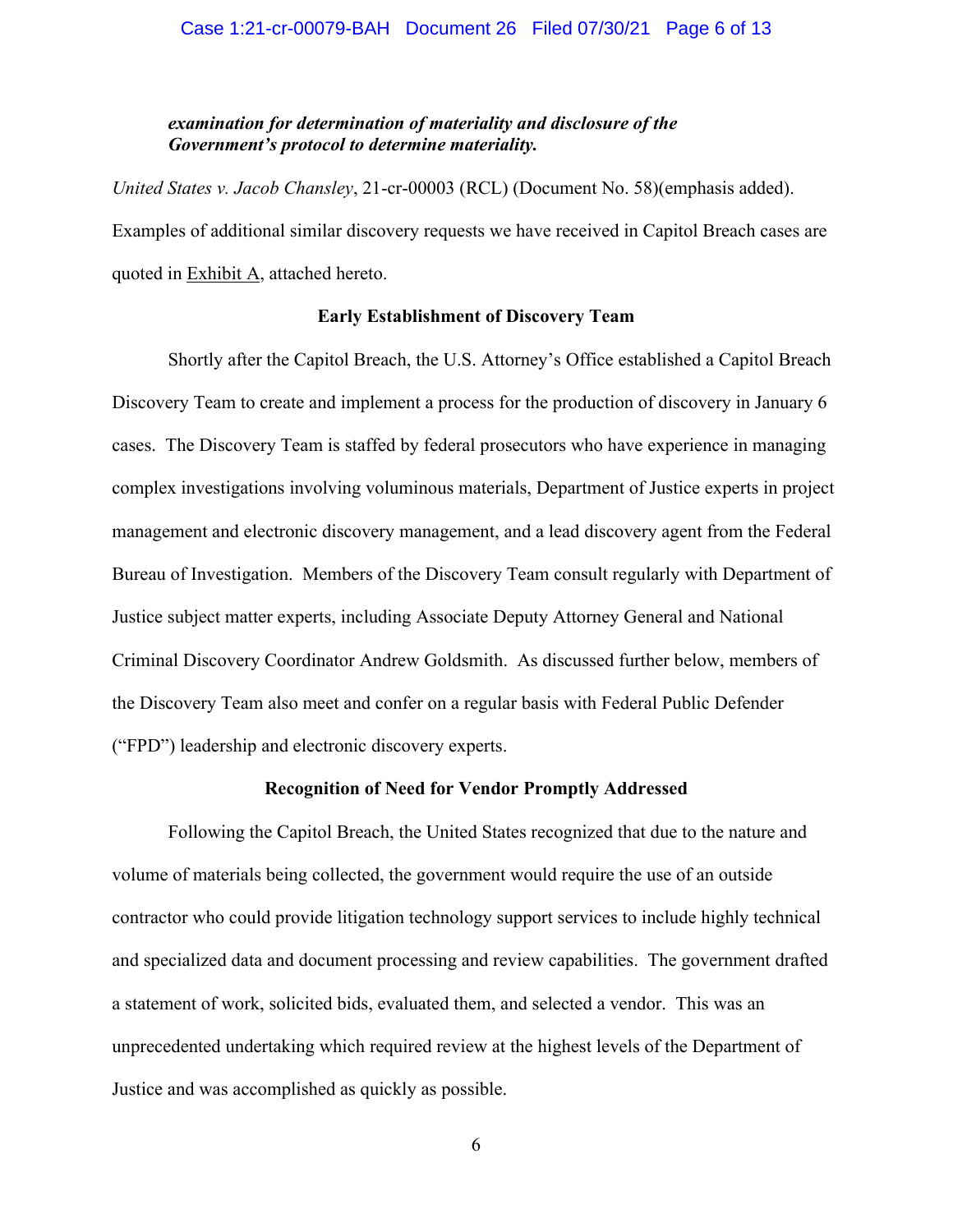*examination for determination of materiality and disclosure of the Government's protocol to determine materiality.*

*United States v. Jacob Chansley*, 21-cr-00003 (RCL) (Document No. 58)(emphasis added). Examples of additional similar discovery requests we have received in Capitol Breach cases are quoted in Exhibit A, attached hereto.

**Early Establishment of Discovery Team**

Shortly after the Capitol Breach, the U.S. Attorney's Office established a Capitol Breach Discovery Team to create and implement a process for the production of discovery in January 6 cases. The Discovery Team is staffed by federal prosecutors who have experience in managing complex investigations involving voluminous materials, Department of Justice experts in project management and electronic discovery management, and a lead discovery agent from the Federal Bureau of Investigation. Members of the Discovery Team consult regularly with Department of Justice subject matter experts, including Associate Deputy Attorney General and National Criminal Discovery Coordinator Andrew Goldsmith. As discussed further below, members of the Discovery Team also meet and confer on a regular basis with Federal Public Defender ("FPD") leadership and electronic discovery experts.

**Recognition of Need for Vendor Promptly Addressed**

Following the Capitol Breach, the United States recognized that due to the nature and volume of materials being collected, the government would require the use of an outside contractor who could provide litigation technology support services to include highly technical and specialized data and document processing and review capabilities. The government drafted a statement of work, solicited bids, evaluated them, and selected a vendor. This was an unprecedented undertaking which required review at the highest levels of the Department of Justice and was accomplished as quickly as possible.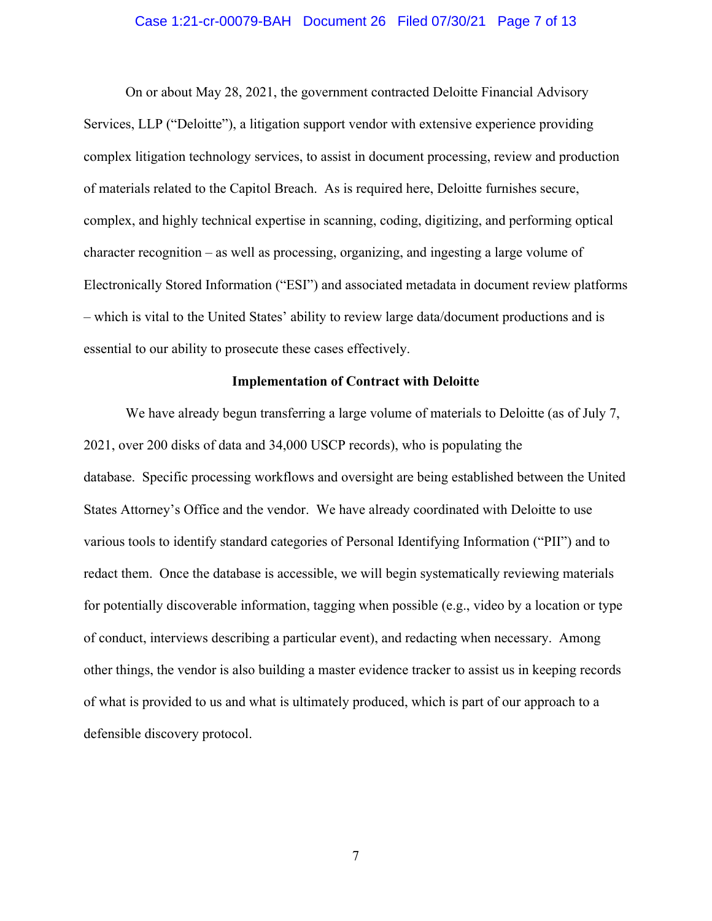On or about May 28, 2021, the government contracted Deloitte Financial Advisory Services, LLP ("Deloitte"), a litigation support vendor with extensive experience providing complex litigation technology services, to assist in document processing, review and production of materials related to the Capitol Breach. As is required here, Deloitte furnishes secure, complex, and highly technical expertise in scanning, coding, digitizing, and performing optical character recognition – as well as processing, organizing, and ingesting a large volume of Electronically Stored Information ("ESI") and associated metadata in document review platforms – which is vital to the United States' ability to review large data/document productions and is essential to our ability to prosecute these cases effectively.

**Implementation of Contract with Deloitte**

We have already begun transferring a large volume of materials to Deloitte (as of July 7, 2021, over 200 disks of data and 34,000 USCP records), who is populating the database. Specific processing workflows and oversight are being established between the United States Attorney's Office and the vendor. We have already coordinated with Deloitte to use various tools to identify standard categories of Personal Identifying Information ("PII") and to redact them. Once the database is accessible, we will begin systematically reviewing materials for potentially discoverable information, tagging when possible (e.g., video by a location or type of conduct, interviews describing a particular event), and redacting when necessary. Among other things, the vendor is also building a master evidence tracker to assist us in keeping records of what is provided to us and what is ultimately produced, which is part of our approach to a defensible discovery protocol.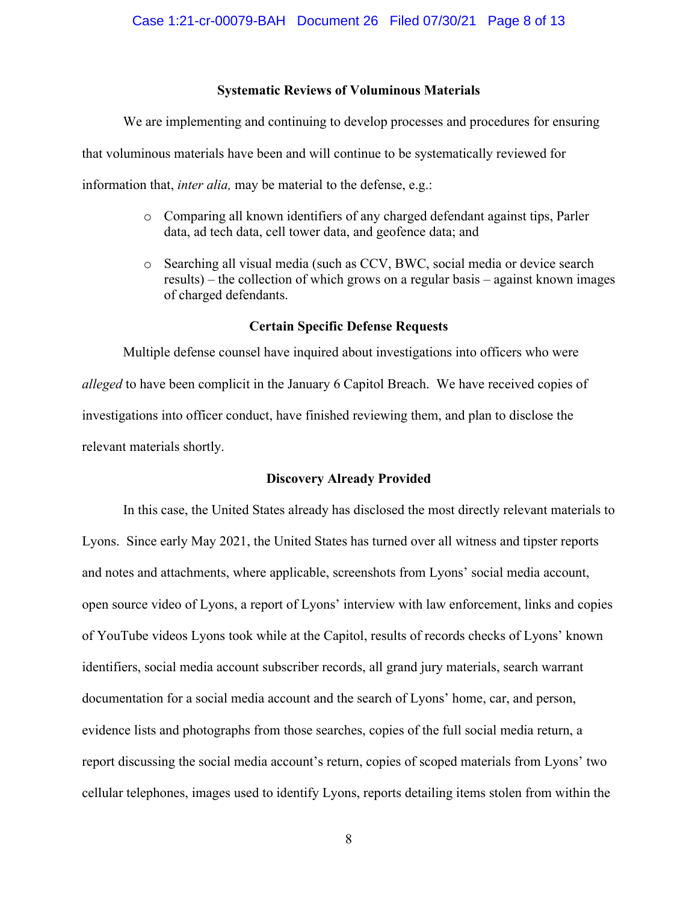### Systematic Reviews of Voluminous Materials

We are implementing and continuing to develop processes and procedures for ensuring that voluminous materials have been and will continue to be systematically reviewed for information that, *inter alia,* may be material to the defense, e.g.:

- Comparing all known identifiers of any charged defendant against tips, Parler data, ad tech data, cell tower data, and geofence data; and
- Searching all visual media (such as CCV, BWC, social media or device search results) – the collection of which grows on a regular basis – against known images of charged defendants.

### Certain Specific Defense Requests

Multiple defense counsel have inquired about investigations into officers who were *alleged* to have been complicit in the January 6 Capitol Breach. We have received copies of investigations into officer conduct, have finished reviewing them, and plan to disclose the relevant materials shortly.

### Discovery Already Provided

In this case, the United States already has disclosed the most directly relevant materials to Lyons. Since early May 2021, the United States has turned over all witness and tipster reports and notes and attachments, where applicable, screenshots from Lyons' social media account, open source video of Lyons, a report of Lyons' interview with law enforcement, links and copies of YouTube videos Lyons took while at the Capitol, results of records checks of Lyons' known identifiers, social media account subscriber records, all grand jury materials, search warrant documentation for a social media account and the search of Lyons' home, car, and person, evidence lists and photographs from those searches, copies of the full social media return, a report discussing the social media account's return, copies of scoped materials from Lyons' two cellular telephones, images used to identify Lyons, reports detailing items stolen from within the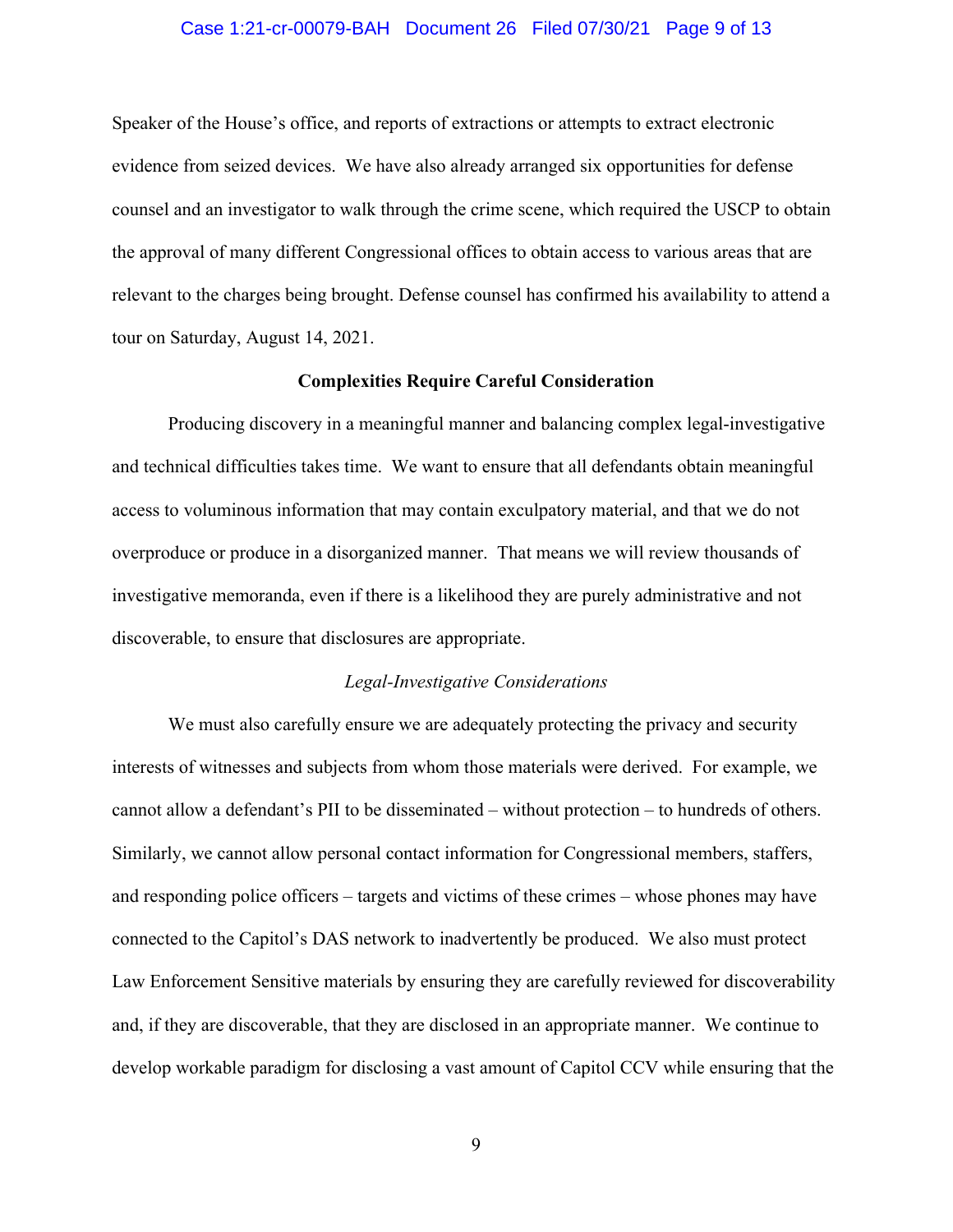Speaker of the House's office, and reports of extractions or attempts to extract electronic evidence from seized devices. We have also already arranged six opportunities for defense counsel and an investigator to walk through the crime scene, which required the USCP to obtain the approval of many different Congressional offices to obtain access to various areas that are relevant to the charges being brought. Defense counsel has confirmed his availability to attend a tour on Saturday, August 14, 2021.

**Complexities Require Careful Consideration**

Producing discovery in a meaningful manner and balancing complex legal-investigative and technical difficulties takes time. We want to ensure that all defendants obtain meaningful access to voluminous information that may contain exculpatory material, and that we do not overproduce or produce in a disorganized manner. That means we will review thousands of investigative memoranda, even if there is a likelihood they are purely administrative and not discoverable, to ensure that disclosures are appropriate.

*Legal-Investigative Considerations*

We must also carefully ensure we are adequately protecting the privacy and security interests of witnesses and subjects from whom those materials were derived. For example, we cannot allow a defendant's PII to be disseminated – without protection – to hundreds of others. Similarly, we cannot allow personal contact information for Congressional members, staffers, and responding police officers – targets and victims of these crimes – whose phones may have connected to the Capitol's DAS network to inadvertently be produced. We also must protect Law Enforcement Sensitive materials by ensuring they are carefully reviewed for discoverability and, if they are discoverable, that they are disclosed in an appropriate manner. We continue to develop workable paradigm for disclosing a vast amount of Capitol CCV while ensuring that the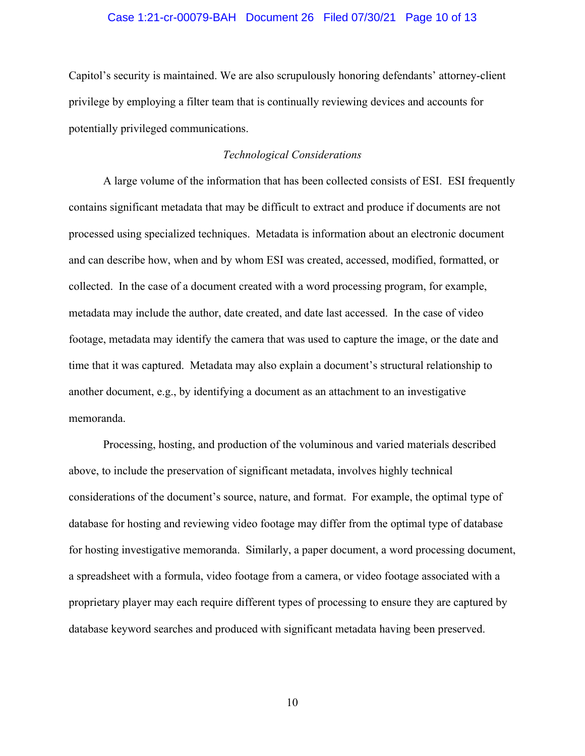Capitol's security is maintained. We are also scrupulously honoring defendants' attorney-client privilege by employing a filter team that is continually reviewing devices and accounts for potentially privileged communications.

*Technological Considerations*

A large volume of the information that has been collected consists of ESI. ESI frequently contains significant metadata that may be difficult to extract and produce if documents are not processed using specialized techniques. Metadata is information about an electronic document and can describe how, when and by whom ESI was created, accessed, modified, formatted, or collected. In the case of a document created with a word processing program, for example, metadata may include the author, date created, and date last accessed. In the case of video footage, metadata may identify the camera that was used to capture the image, or the date and time that it was captured. Metadata may also explain a document's structural relationship to another document, e.g., by identifying a document as an attachment to an investigative memoranda.

Processing, hosting, and production of the voluminous and varied materials described above, to include the preservation of significant metadata, involves highly technical considerations of the document's source, nature, and format. For example, the optimal type of database for hosting and reviewing video footage may differ from the optimal type of database for hosting investigative memoranda. Similarly, a paper document, a word processing document, a spreadsheet with a formula, video footage from a camera, or video footage associated with a proprietary player may each require different types of processing to ensure they are captured by database keyword searches and produced with significant metadata having been preserved.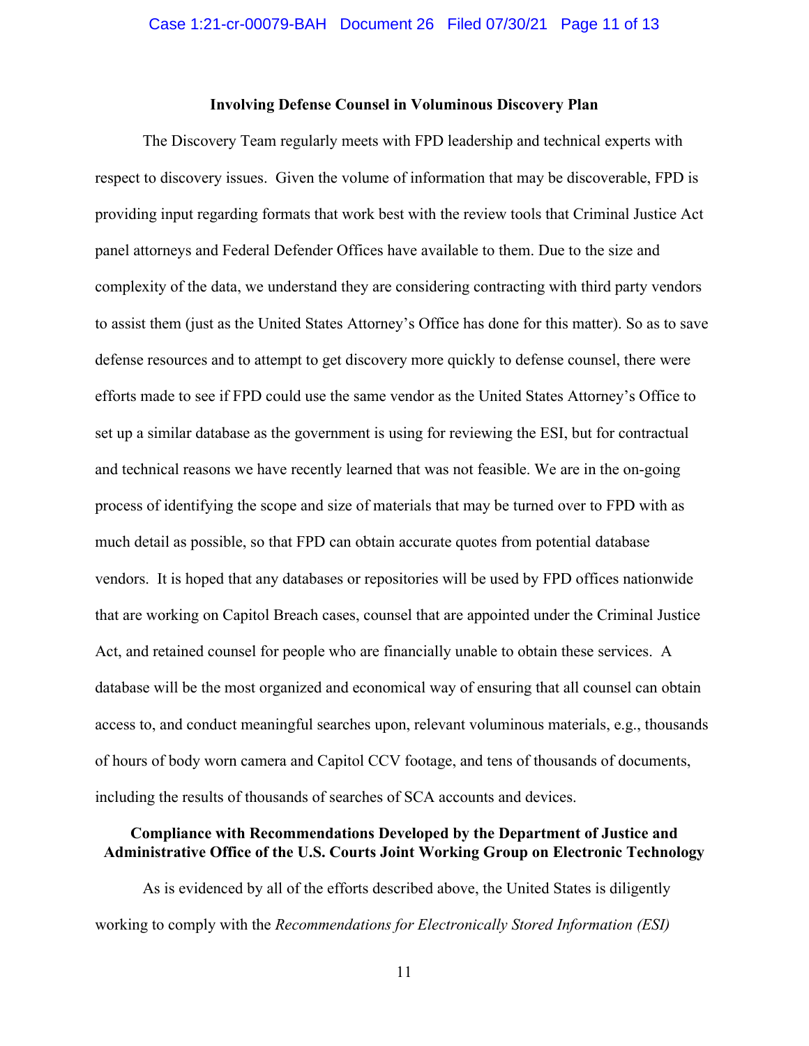**Involving Defense Counsel in Voluminous Discovery Plan**

The Discovery Team regularly meets with FPD leadership and technical experts with respect to discovery issues. Given the volume of information that may be discoverable, FPD is providing input regarding formats that work best with the review tools that Criminal Justice Act panel attorneys and Federal Defender Offices have available to them. Due to the size and complexity of the data, we understand they are considering contracting with third party vendors to assist them (just as the United States Attorney's Office has done for this matter). So as to save defense resources and to attempt to get discovery more quickly to defense counsel, there were efforts made to see if FPD could use the same vendor as the United States Attorney's Office to set up a similar database as the government is using for reviewing the ESI, but for contractual and technical reasons we have recently learned that was not feasible. We are in the on-going process of identifying the scope and size of materials that may be turned over to FPD with as much detail as possible, so that FPD can obtain accurate quotes from potential database vendors. It is hoped that any databases or repositories will be used by FPD offices nationwide that are working on Capitol Breach cases, counsel that are appointed under the Criminal Justice Act, and retained counsel for people who are financially unable to obtain these services. A database will be the most organized and economical way of ensuring that all counsel can obtain access to, and conduct meaningful searches upon, relevant voluminous materials, e.g., thousands of hours of body worn camera and Capitol CCV footage, and tens of thousands of documents, including the results of thousands of searches of SCA accounts and devices.

**Compliance with Recommendations Developed by the Department of Justice and Administrative Office of the U.S. Courts Joint Working Group on Electronic Technology**

As is evidenced by all of the efforts described above, the United States is diligently working to comply with the *Recommendations for Electronically Stored Information (ESI)*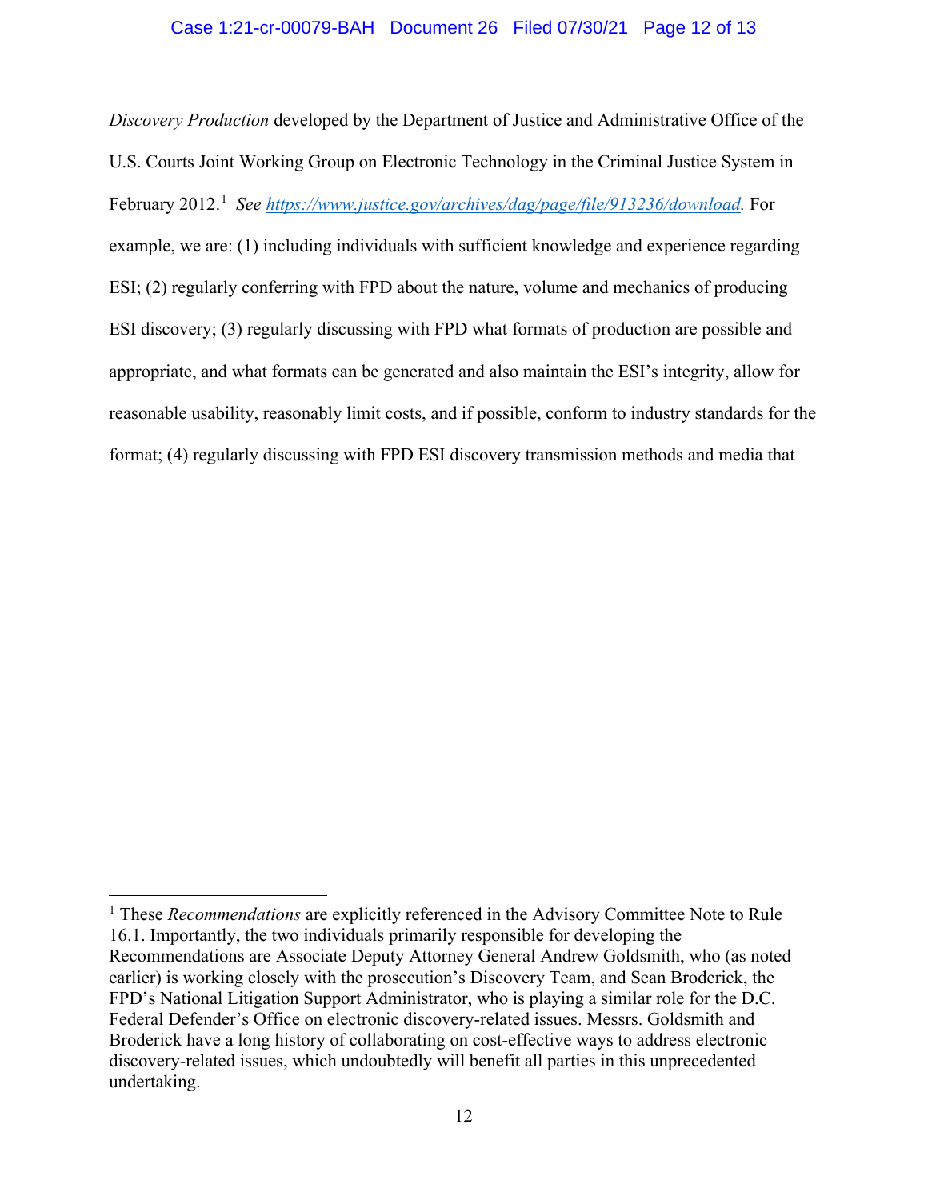*Discovery Production* developed by the Department of Justice and Administrative Office of the U.S. Courts Joint Working Group on Electronic Technology in the Criminal Justice System in February 2012.[1] *See* https://www.justice.gov/archives/dag/page/file/913236/download. For example, we are: (1) including individuals with sufficient knowledge and experience regarding ESI; (2) regularly conferring with FPD about the nature, volume and mechanics of producing ESI discovery; (3) regularly discussing with FPD what formats of production are possible and appropriate, and what formats can be generated and also maintain the ESI's integrity, allow for reasonable usability, reasonably limit costs, and if possible, conform to industry standards for the format; (4) regularly discussing with FPD ESI discovery transmission methods and media that

---

[1] These *Recommendations* are explicitly referenced in the Advisory Committee Note to Rule 16.1. Importantly, the two individuals primarily responsible for developing the Recommendations are Associate Deputy Attorney General Andrew Goldsmith, who (as noted earlier) is working closely with the prosecution's Discovery Team, and Sean Broderick, the FPD's National Litigation Support Administrator, who is playing a similar role for the D.C. Federal Defender's Office on electronic discovery-related issues. Messrs. Goldsmith and Broderick have a long history of collaborating on cost-effective ways to address electronic discovery-related issues, which undoubtedly will benefit all parties in this unprecedented undertaking.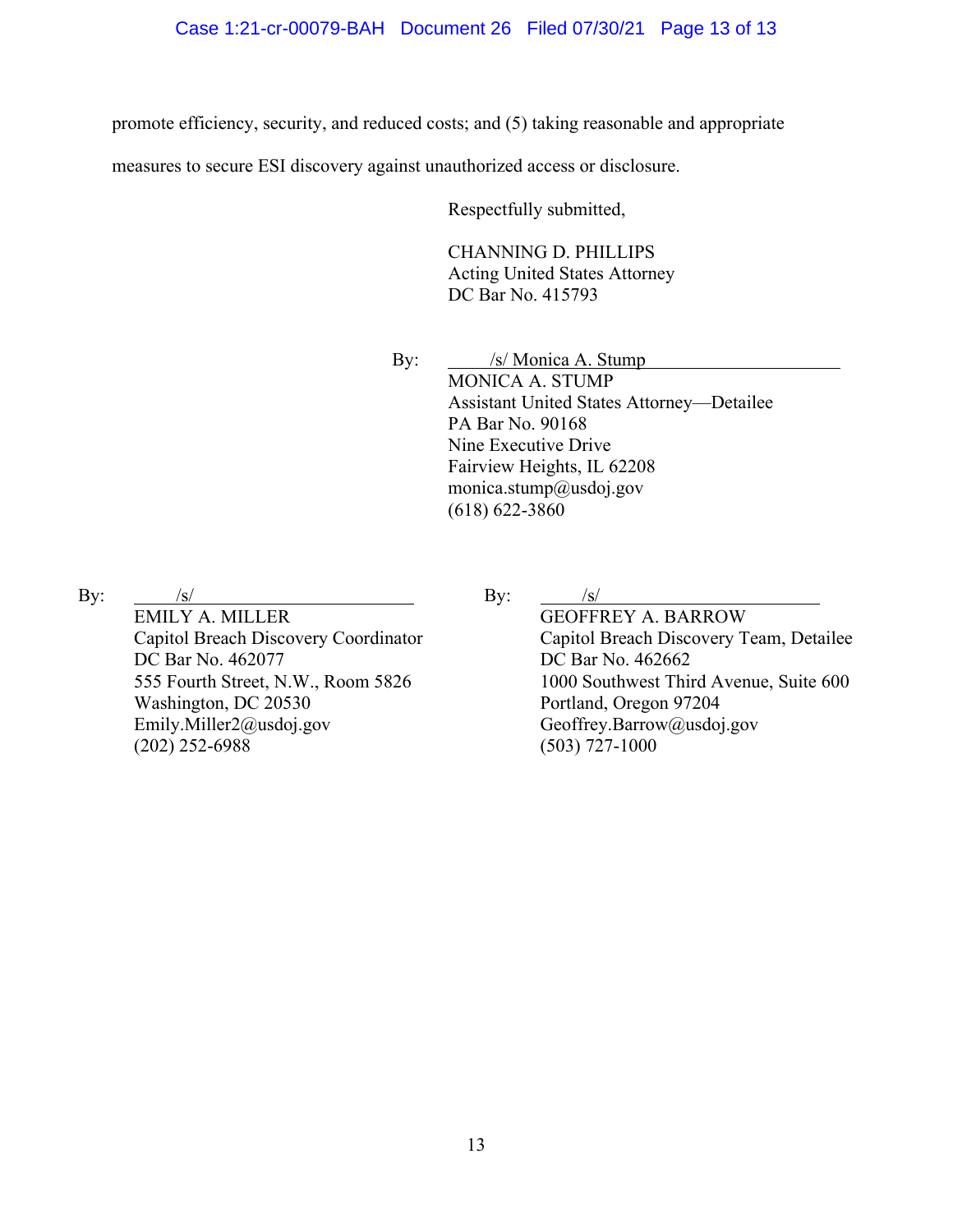promote efficiency, security, and reduced costs; and (5) taking reasonable and appropriate measures to secure ESI discovery against unauthorized access or disclosure.

Respectfully submitted,

CHANNING D. PHILLIPS
Acting United States Attorney
DC Bar No. 415793

By: /s/ Monica A. Stump
MONICA A. STUMP
Assistant United States Attorney—Detailee
PA Bar No. 90168
Nine Executive Drive
Fairview Heights, IL 62208
monica.stump@usdoj.gov
(618) 622-3860

By: /s/
EMILY A. MILLER
Capitol Breach Discovery Coordinator
DC Bar No. 462077
555 Fourth Street, N.W., Room 5826
Washington, DC 20530
Emily.Miller2@usdoj.gov
(202) 252-6988

By: /s/
GEOFFREY A. BARROW
Capitol Breach Discovery Team, Detailee
DC Bar No. 462662
1000 Southwest Third Avenue, Suite 600
Portland, Oregon 97204
Geoffrey.Barrow@usdoj.gov
(503) 727-1000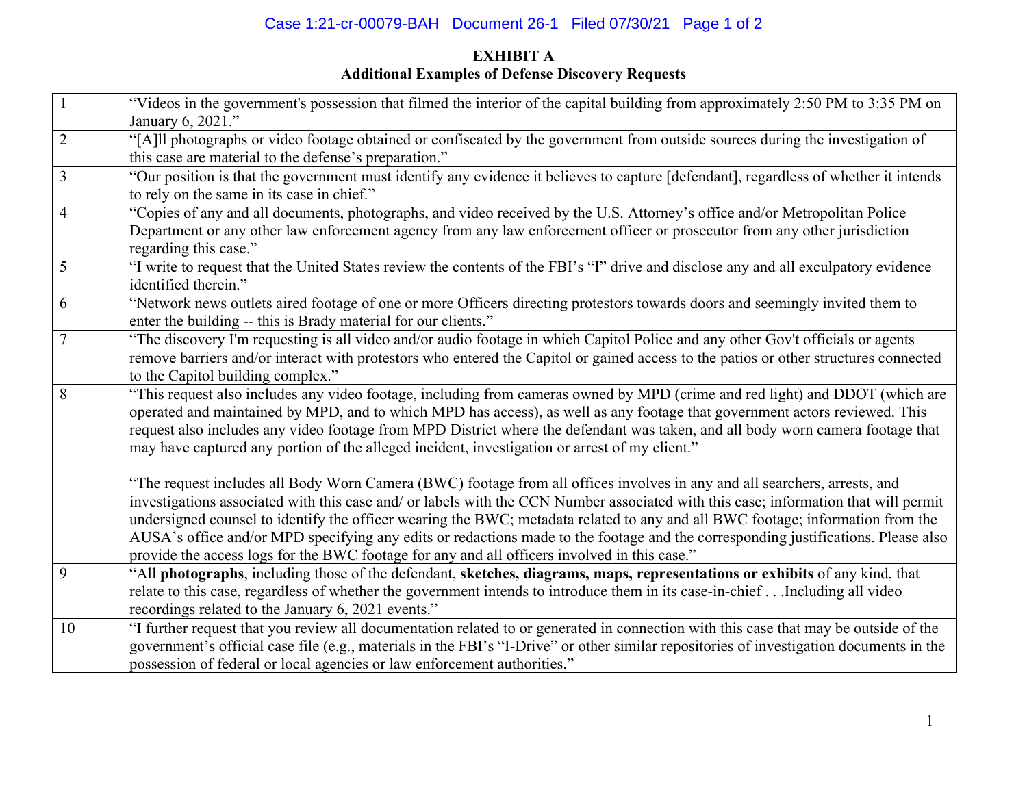**EXHIBIT A**
**Additional Examples of Defense Discovery Requests**

| | |
|---|---|
| 1 | "Videos in the government's possession that filmed the interior of the capital building from approximately 2:50 PM to 3:35 PM on January 6, 2021." |
| 2 | "[A]ll photographs or video footage obtained or confiscated by the government from outside sources during the investigation of this case are material to the defense's preparation." |
| 3 | "Our position is that the government must identify any evidence it believes to capture [defendant], regardless of whether it intends to rely on the same in its case in chief." |
| 4 | "Copies of any and all documents, photographs, and video received by the U.S. Attorney's office and/or Metropolitan Police Department or any other law enforcement agency from any law enforcement officer or prosecutor from any other jurisdiction regarding this case." |
| 5 | "I write to request that the United States review the contents of the FBI's "I" drive and disclose any and all exculpatory evidence identified therein." |
| 6 | "Network news outlets aired footage of one or more Officers directing protestors towards doors and seemingly invited them to enter the building -- this is Brady material for our clients." |
| 7 | "The discovery I'm requesting is all video and/or audio footage in which Capitol Police and any other Gov't officials or agents remove barriers and/or interact with protestors who entered the Capitol or gained access to the patios or other structures connected to the Capitol building complex." |
| 8 | "This request also includes any video footage, including from cameras owned by MPD (crime and red light) and DDOT (which are operated and maintained by MPD, and to which MPD has access), as well as any footage that government actors reviewed. This request also includes any video footage from MPD District where the defendant was taken, and all body worn camera footage that may have captured any portion of the alleged incident, investigation or arrest of my client." "The request includes all Body Worn Camera (BWC) footage from all offices involves in any and all searchers, arrests, and investigations associated with this case and/ or labels with the CCN Number associated with this case; information that will permit undersigned counsel to identify the officer wearing the BWC; metadata related to any and all BWC footage; information from the AUSA's office and/or MPD specifying any edits or redactions made to the footage and the corresponding justifications. Please also provide the access logs for the BWC footage for any and all officers involved in this case." |
| 9 | "All **photographs**, including those of the defendant, **sketches, diagrams, maps, representations or exhibits** of any kind, that relate to this case, regardless of whether the government intends to introduce them in its case-in-chief . . .Including all video recordings related to the January 6, 2021 events." |
| 10 | "I further request that you review all documentation related to or generated in connection with this case that may be outside of the government's official case file (e.g., materials in the FBI's "I-Drive" or other similar repositories of investigation documents in the possession of federal or local agencies or law enforcement authorities." |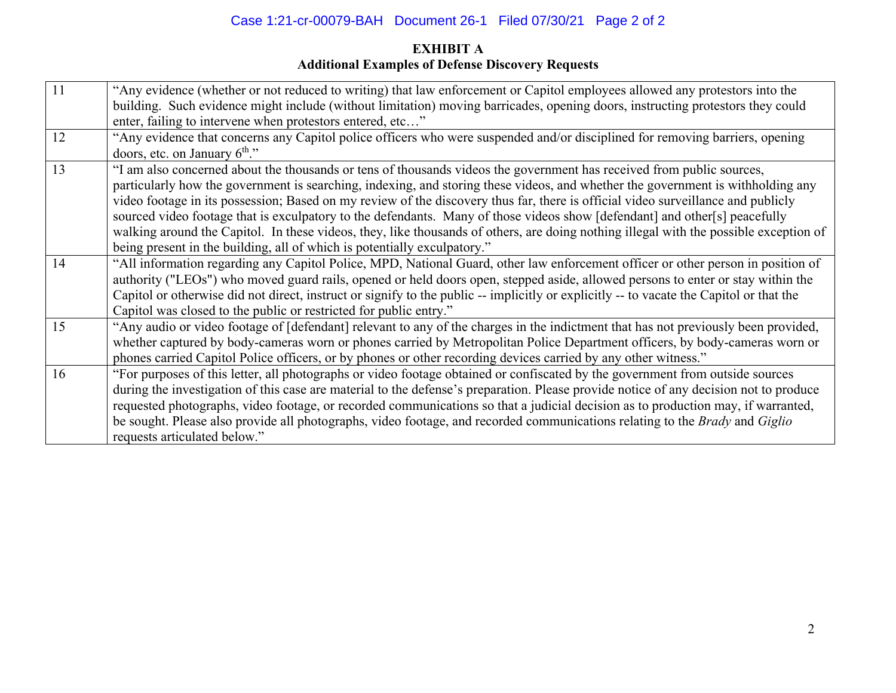**EXHIBIT A**
**Additional Examples of Defense Discovery Requests**

| | |
|---|---|
| 11 | "Any evidence (whether or not reduced to writing) that law enforcement or Capitol employees allowed any protestors into the building. Such evidence might include (without limitation) moving barricades, opening doors, instructing protestors they could enter, failing to intervene when protestors entered, etc…" |
| 12 | "Any evidence that concerns any Capitol police officers who were suspended and/or disciplined for removing barriers, opening doors, etc. on January 6th." |
| 13 | "I am also concerned about the thousands or tens of thousands videos the government has received from public sources, particularly how the government is searching, indexing, and storing these videos, and whether the government is withholding any video footage in its possession; Based on my review of the discovery thus far, there is official video surveillance and publicly sourced video footage that is exculpatory to the defendants. Many of those videos show [defendant] and other[s] peacefully walking around the Capitol. In these videos, they, like thousands of others, are doing nothing illegal with the possible exception of being present in the building, all of which is potentially exculpatory." |
| 14 | "All information regarding any Capitol Police, MPD, National Guard, other law enforcement officer or other person in position of authority ("LEOs") who moved guard rails, opened or held doors open, stepped aside, allowed persons to enter or stay within the Capitol or otherwise did not direct, instruct or signify to the public -- implicitly or explicitly -- to vacate the Capitol or that the Capitol was closed to the public or restricted for public entry." |
| 15 | "Any audio or video footage of [defendant] relevant to any of the charges in the indictment that has not previously been provided, whether captured by body-cameras worn or phones carried by Metropolitan Police Department officers, by body-cameras worn or phones carried Capitol Police officers, or by phones or other recording devices carried by any other witness." |
| 16 | "For purposes of this letter, all photographs or video footage obtained or confiscated by the government from outside sources during the investigation of this case are material to the defense's preparation. Please provide notice of any decision not to produce requested photographs, video footage, or recorded communications so that a judicial decision as to production may, if warranted, be sought. Please also provide all photographs, video footage, and recorded communications relating to the *Brady* and *Giglio* requests articulated below." |